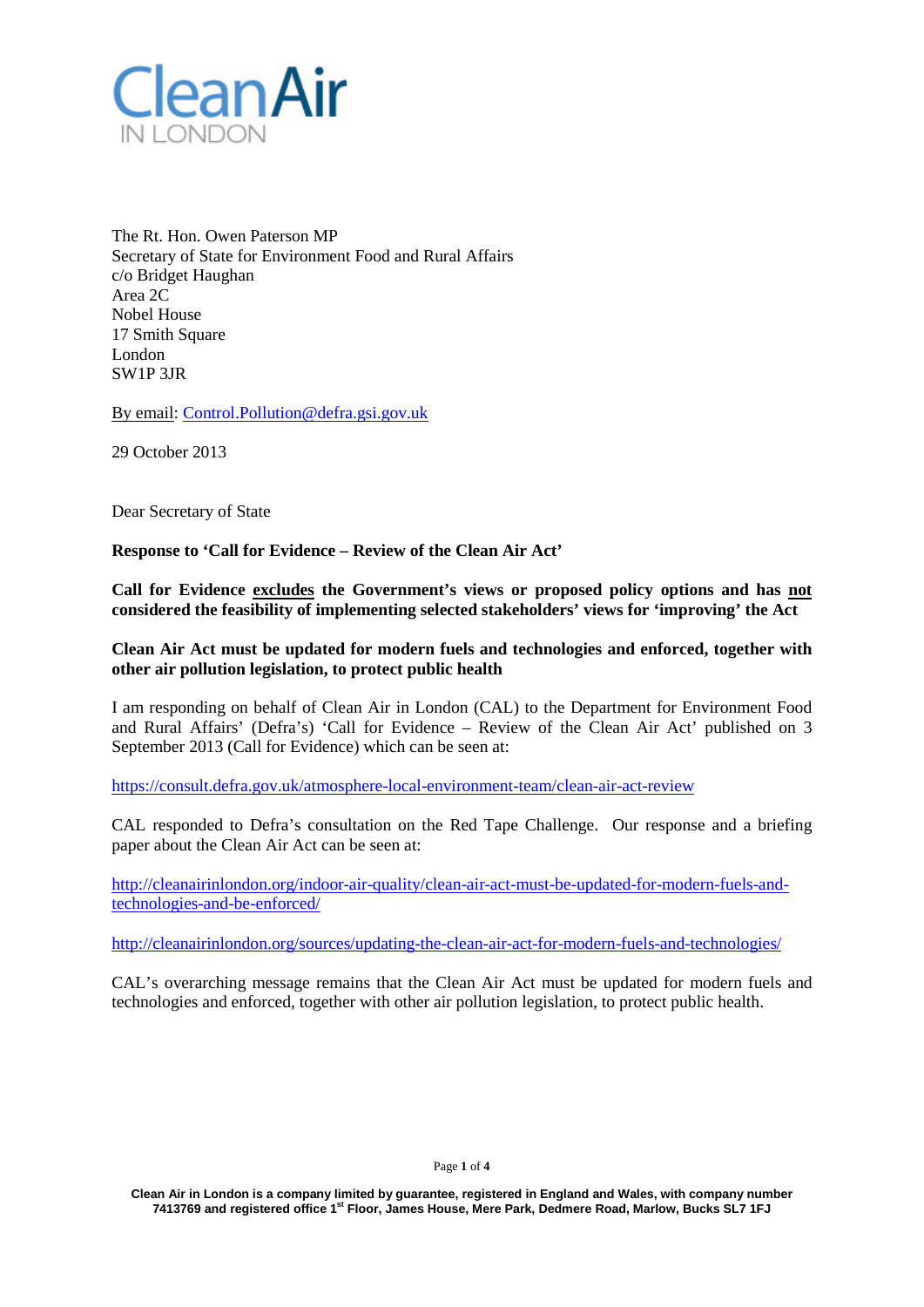**CleanAir**
IN LONDON

The Rt. Hon. Owen Paterson MP
Secretary of State for Environment Food and Rural Affairs
c/o Bridget Haughan
Area 2C
Nobel House
17 Smith Square
London
SW1P 3JR

By email: Control.Pollution@defra.gsi.gov.uk

29 October 2013

Dear Secretary of State

**Response to 'Call for Evidence – Review of the Clean Air Act'**

**Call for Evidence excludes the Government's views or proposed policy options and has not considered the feasibility of implementing selected stakeholders' views for 'improving' the Act**

**Clean Air Act must be updated for modern fuels and technologies and enforced, together with other air pollution legislation, to protect public health**

I am responding on behalf of Clean Air in London (CAL) to the Department for Environment Food and Rural Affairs' (Defra's) 'Call for Evidence – Review of the Clean Air Act' published on 3 September 2013 (Call for Evidence) which can be seen at:

https://consult.defra.gov.uk/atmosphere-local-environment-team/clean-air-act-review

CAL responded to Defra's consultation on the Red Tape Challenge. Our response and a briefing paper about the Clean Air Act can be seen at:

http://cleanairinlondon.org/indoor-air-quality/clean-air-act-must-be-updated-for-modern-fuels-and-technologies-and-be-enforced/

http://cleanairinlondon.org/sources/updating-the-clean-air-act-for-modern-fuels-and-technologies/

CAL's overarching message remains that the Clean Air Act must be updated for modern fuels and technologies and enforced, together with other air pollution legislation, to protect public health.

Clean Air in London is a company limited by guarantee, registered in England and Wales, with company number 7413769 and registered office 1st Floor, James House, Mere Park, Dedmere Road, Marlow, Bucks SL7 1FJ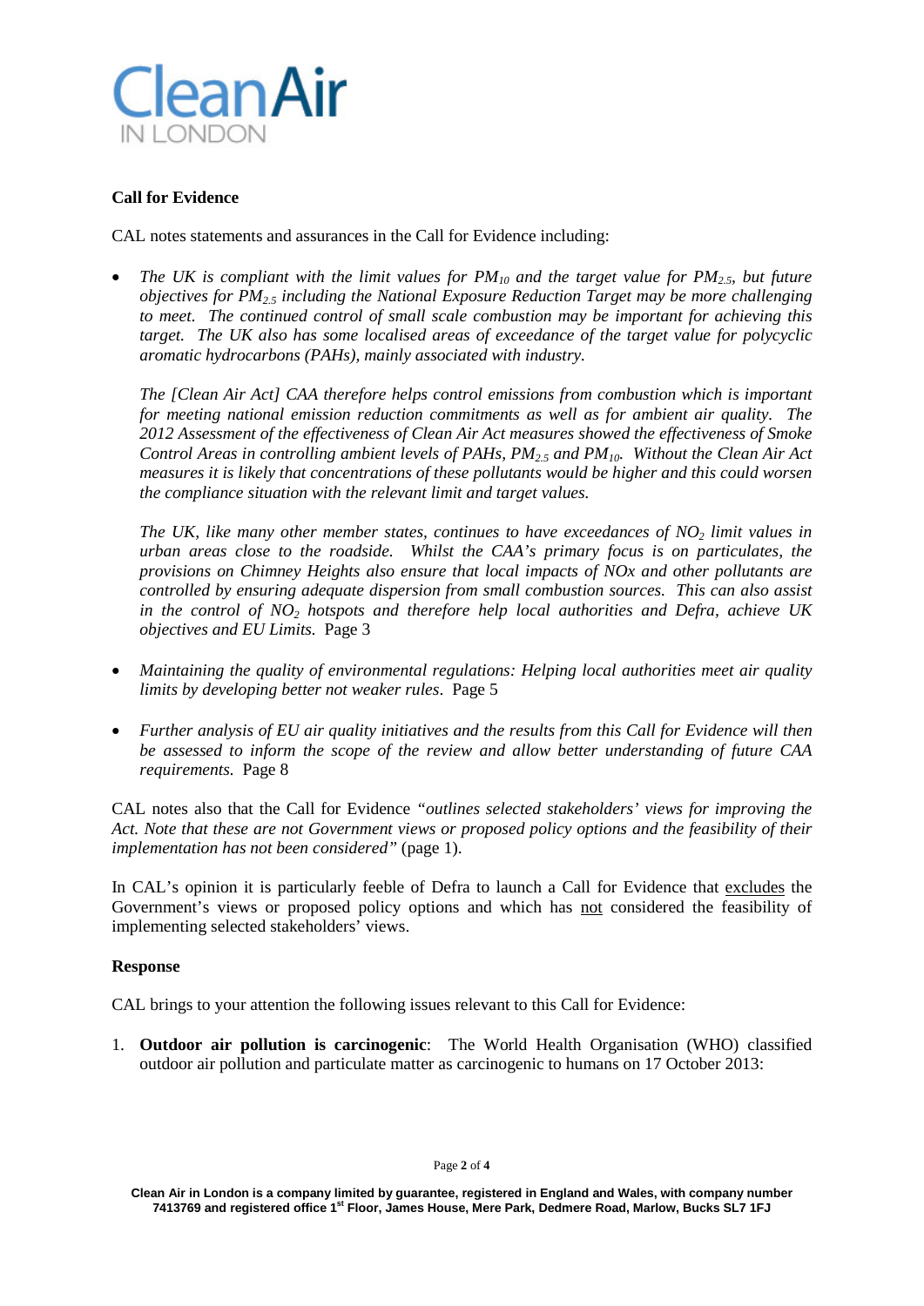**Call for Evidence**

CAL notes statements and assurances in the Call for Evidence including:

- *The UK is compliant with the limit values for $PM_{10}$ and the target value for $PM_{2.5}$, but future objectives for $PM_{2.5}$ including the National Exposure Reduction Target may be more challenging to meet. The continued control of small scale combustion may be important for achieving this target. The UK also has some localised areas of exceedance of the target value for polycyclic aromatic hydrocarbons (PAHs), mainly associated with industry.*

  *The [Clean Air Act] CAA therefore helps control emissions from combustion which is important for meeting national emission reduction commitments as well as for ambient air quality. The 2012 Assessment of the effectiveness of Clean Air Act measures showed the effectiveness of Smoke Control Areas in controlling ambient levels of PAHs, $PM_{2.5}$ and $PM_{10}$. Without the Clean Air Act measures it is likely that concentrations of these pollutants would be higher and this could worsen the compliance situation with the relevant limit and target values.*

  *The UK, like many other member states, continues to have exceedances of $NO_2$ limit values in urban areas close to the roadside. Whilst the CAA's primary focus is on particulates, the provisions on Chimney Heights also ensure that local impacts of NOx and other pollutants are controlled by ensuring adequate dispersion from small combustion sources. This can also assist in the control of $NO_2$ hotspots and therefore help local authorities and Defra, achieve UK objectives and EU Limits.* Page 3

- *Maintaining the quality of environmental regulations: Helping local authorities meet air quality limits by developing better not weaker rules*. Page 5

- *Further analysis of EU air quality initiatives and the results from this Call for Evidence will then be assessed to inform the scope of the review and allow better understanding of future CAA requirements.* Page 8

CAL notes also that the Call for Evidence *"outlines selected stakeholders' views for improving the Act. Note that these are not Government views or proposed policy options and the feasibility of their implementation has not been considered"* (page 1).

In CAL's opinion it is particularly feeble of Defra to launch a Call for Evidence that excludes the Government's views or proposed policy options and which has not considered the feasibility of implementing selected stakeholders' views.

**Response**

CAL brings to your attention the following issues relevant to this Call for Evidence:

1. **Outdoor air pollution is carcinogenic**: The World Health Organisation (WHO) classified outdoor air pollution and particulate matter as carcinogenic to humans on 17 October 2013: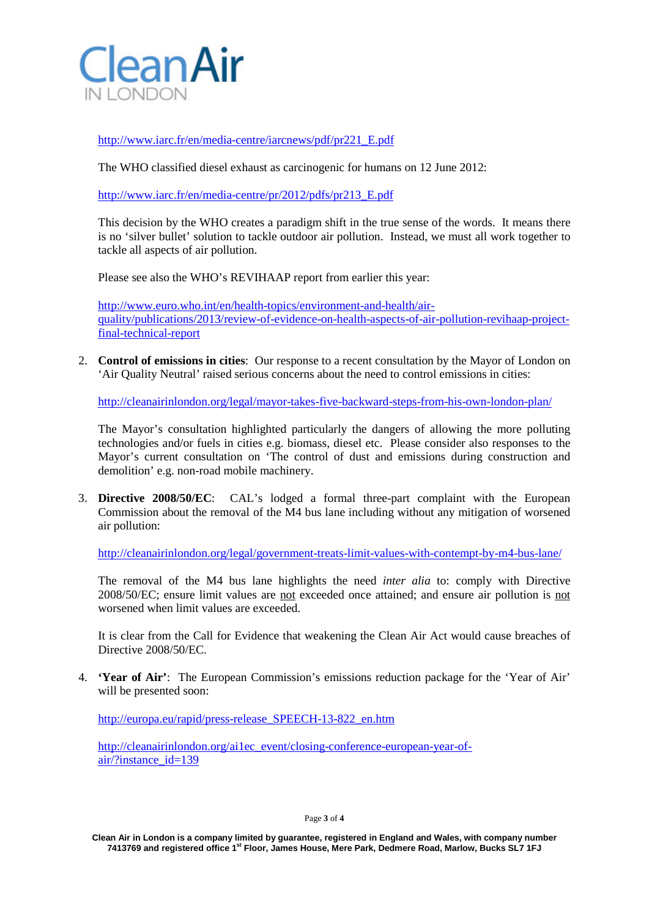http://www.iarc.fr/en/media-centre/iarcnews/pdf/pr221_E.pdf

The WHO classified diesel exhaust as carcinogenic for humans on 12 June 2012:

http://www.iarc.fr/en/media-centre/pr/2012/pdfs/pr213_E.pdf

This decision by the WHO creates a paradigm shift in the true sense of the words. It means there is no 'silver bullet' solution to tackle outdoor air pollution. Instead, we must all work together to tackle all aspects of air pollution.

Please see also the WHO's REVIHAAP report from earlier this year:

http://www.euro.who.int/en/health-topics/environment-and-health/air-quality/publications/2013/review-of-evidence-on-health-aspects-of-air-pollution-revihaap-project-final-technical-report

2. **Control of emissions in cities**: Our response to a recent consultation by the Mayor of London on 'Air Quality Neutral' raised serious concerns about the need to control emissions in cities:

   http://cleanairinlondon.org/legal/mayor-takes-five-backward-steps-from-his-own-london-plan/

   The Mayor's consultation highlighted particularly the dangers of allowing the more polluting technologies and/or fuels in cities e.g. biomass, diesel etc. Please consider also responses to the Mayor's current consultation on 'The control of dust and emissions during construction and demolition' e.g. non-road mobile machinery.

3. **Directive 2008/50/EC**: CAL's lodged a formal three-part complaint with the European Commission about the removal of the M4 bus lane including without any mitigation of worsened air pollution:

   http://cleanairinlondon.org/legal/government-treats-limit-values-with-contempt-by-m4-bus-lane/

   The removal of the M4 bus lane highlights the need *inter alia* to: comply with Directive 2008/50/EC; ensure limit values are not exceeded once attained; and ensure air pollution is not worsened when limit values are exceeded.

   It is clear from the Call for Evidence that weakening the Clean Air Act would cause breaches of Directive 2008/50/EC.

4. **'Year of Air'**: The European Commission's emissions reduction package for the 'Year of Air' will be presented soon:

   http://europa.eu/rapid/press-release_SPEECH-13-822_en.htm

   http://cleanairinlondon.org/ai1ec_event/closing-conference-european-year-of-air/?instance_id=139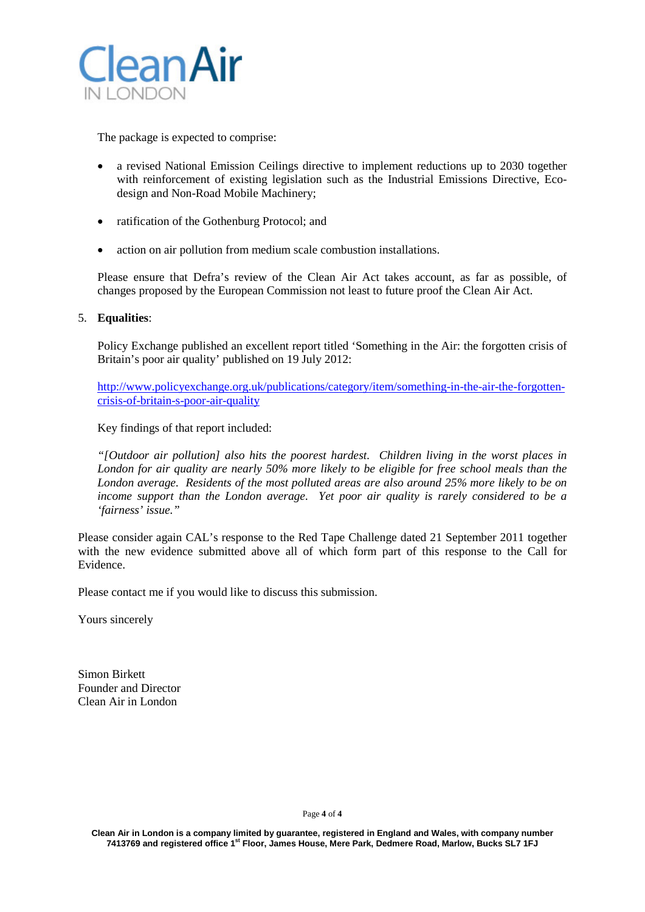The package is expected to comprise:

- a revised National Emission Ceilings directive to implement reductions up to 2030 together with reinforcement of existing legislation such as the Industrial Emissions Directive, Eco-design and Non-Road Mobile Machinery;
- ratification of the Gothenburg Protocol; and
- action on air pollution from medium scale combustion installations.

Please ensure that Defra's review of the Clean Air Act takes account, as far as possible, of changes proposed by the European Commission not least to future proof the Clean Air Act.

5. **Equalities**:

Policy Exchange published an excellent report titled 'Something in the Air: the forgotten crisis of Britain's poor air quality' published on 19 July 2012:

http://www.policyexchange.org.uk/publications/category/item/something-in-the-air-the-forgotten-crisis-of-britain-s-poor-air-quality

Key findings of that report included:

*"[Outdoor air pollution] also hits the poorest hardest. Children living in the worst places in London for air quality are nearly 50% more likely to be eligible for free school meals than the London average. Residents of the most polluted areas are also around 25% more likely to be on income support than the London average. Yet poor air quality is rarely considered to be a 'fairness' issue."*

Please consider again CAL's response to the Red Tape Challenge dated 21 September 2011 together with the new evidence submitted above all of which form part of this response to the Call for Evidence.

Please contact me if you would like to discuss this submission.

Yours sincerely

Simon Birkett
Founder and Director
Clean Air in London

Clean Air in London is a company limited by guarantee, registered in England and Wales, with company number 7413769 and registered office 1st Floor, James House, Mere Park, Dedmere Road, Marlow, Bucks SL7 1FJ